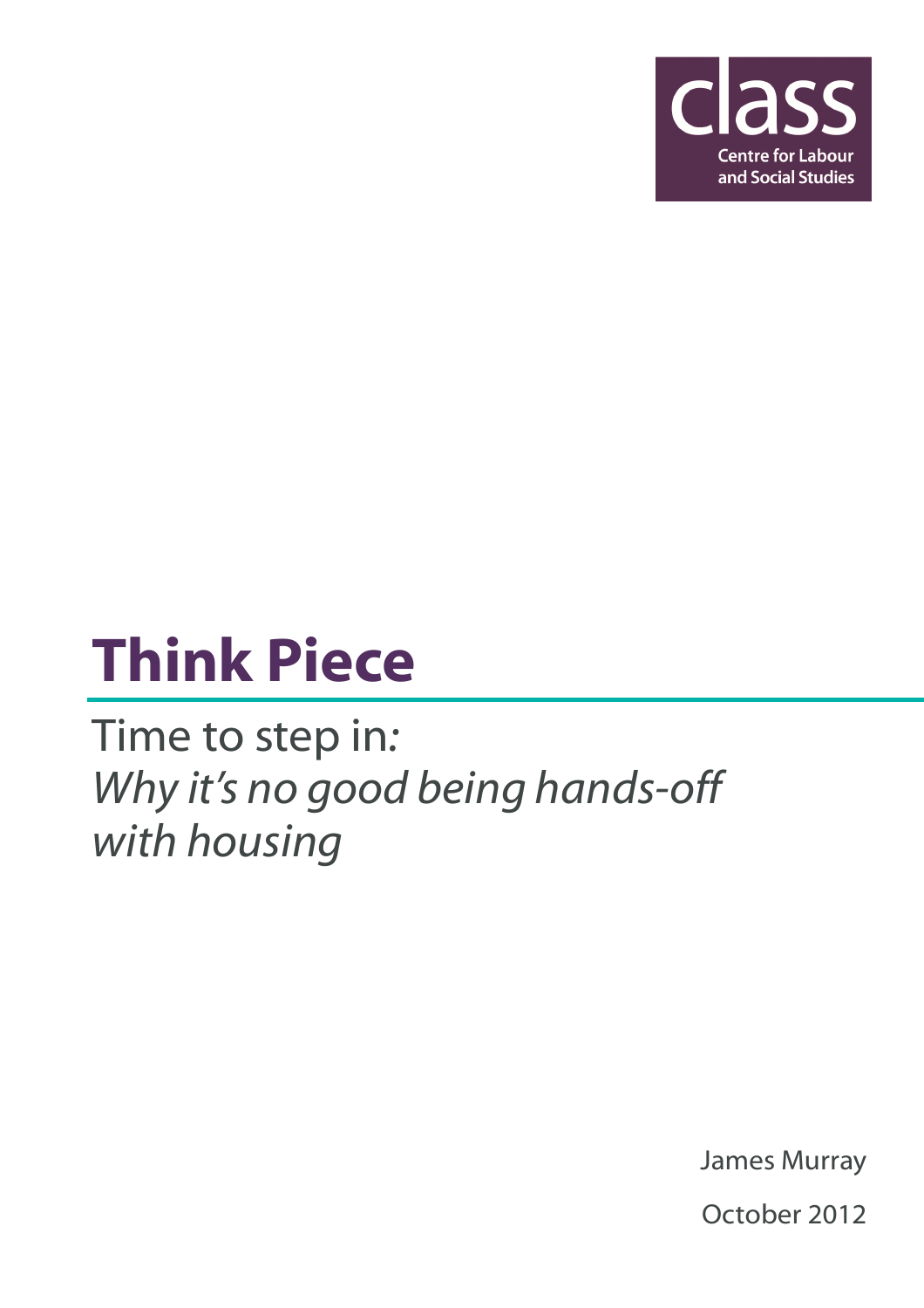class

Centre for Labour and Social Studies

# Think Piece

## Time to step in: *Why it's no good being hands-off with housing*

James Murray

October 2012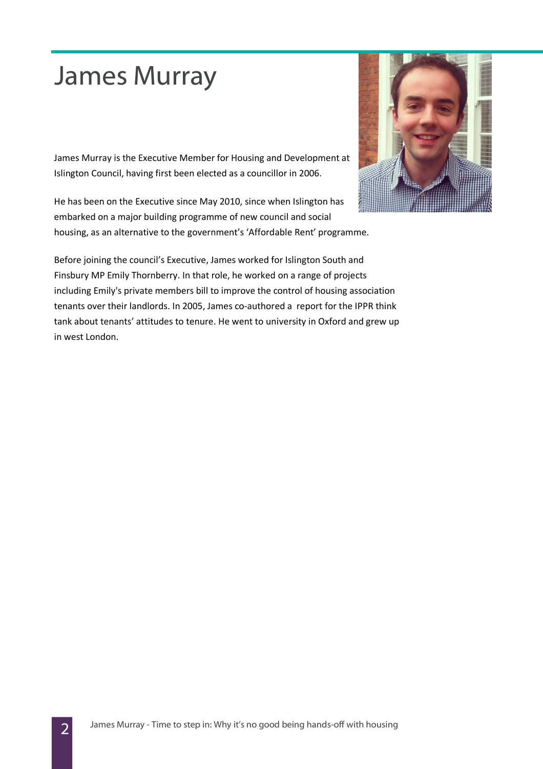# James Murray

James Murray is the Executive Member for Housing and Development at Islington Council, having first been elected as a councillor in 2006.

He has been on the Executive since May 2010, since when Islington has embarked on a major building programme of new council and social housing, as an alternative to the government's 'Affordable Rent' programme.

Before joining the council's Executive, James worked for Islington South and Finsbury MP Emily Thornberry. In that role, he worked on a range of projects including Emily's private members bill to improve the control of housing association tenants over their landlords. In 2005, James co-authored a report for the IPPR think tank about tenants' attitudes to tenure. He went to university in Oxford and grew up in west London.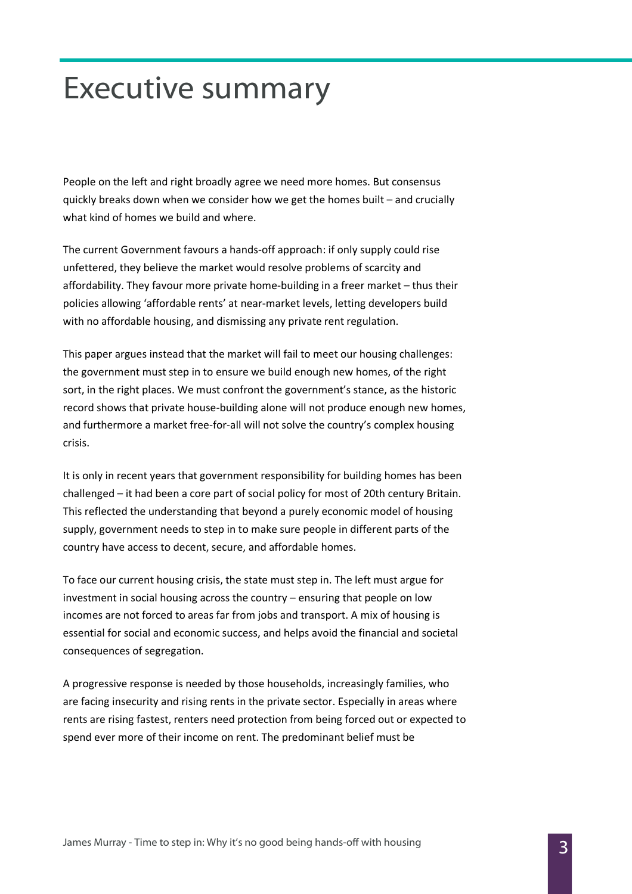# Executive summary

People on the left and right broadly agree we need more homes. But consensus quickly breaks down when we consider how we get the homes built – and crucially what kind of homes we build and where.

The current Government favours a hands-off approach: if only supply could rise unfettered, they believe the market would resolve problems of scarcity and affordability. They favour more private home-building in a freer market – thus their policies allowing 'affordable rents' at near-market levels, letting developers build with no affordable housing, and dismissing any private rent regulation.

This paper argues instead that the market will fail to meet our housing challenges: the government must step in to ensure we build enough new homes, of the right sort, in the right places. We must confront the government's stance, as the historic record shows that private house-building alone will not produce enough new homes, and furthermore a market free-for-all will not solve the country's complex housing crisis.

It is only in recent years that government responsibility for building homes has been challenged – it had been a core part of social policy for most of 20th century Britain. This reflected the understanding that beyond a purely economic model of housing supply, government needs to step in to make sure people in different parts of the country have access to decent, secure, and affordable homes.

To face our current housing crisis, the state must step in. The left must argue for investment in social housing across the country – ensuring that people on low incomes are not forced to areas far from jobs and transport. A mix of housing is essential for social and economic success, and helps avoid the financial and societal consequences of segregation.

A progressive response is needed by those households, increasingly families, who are facing insecurity and rising rents in the private sector. Especially in areas where rents are rising fastest, renters need protection from being forced out or expected to spend ever more of their income on rent. The predominant belief must be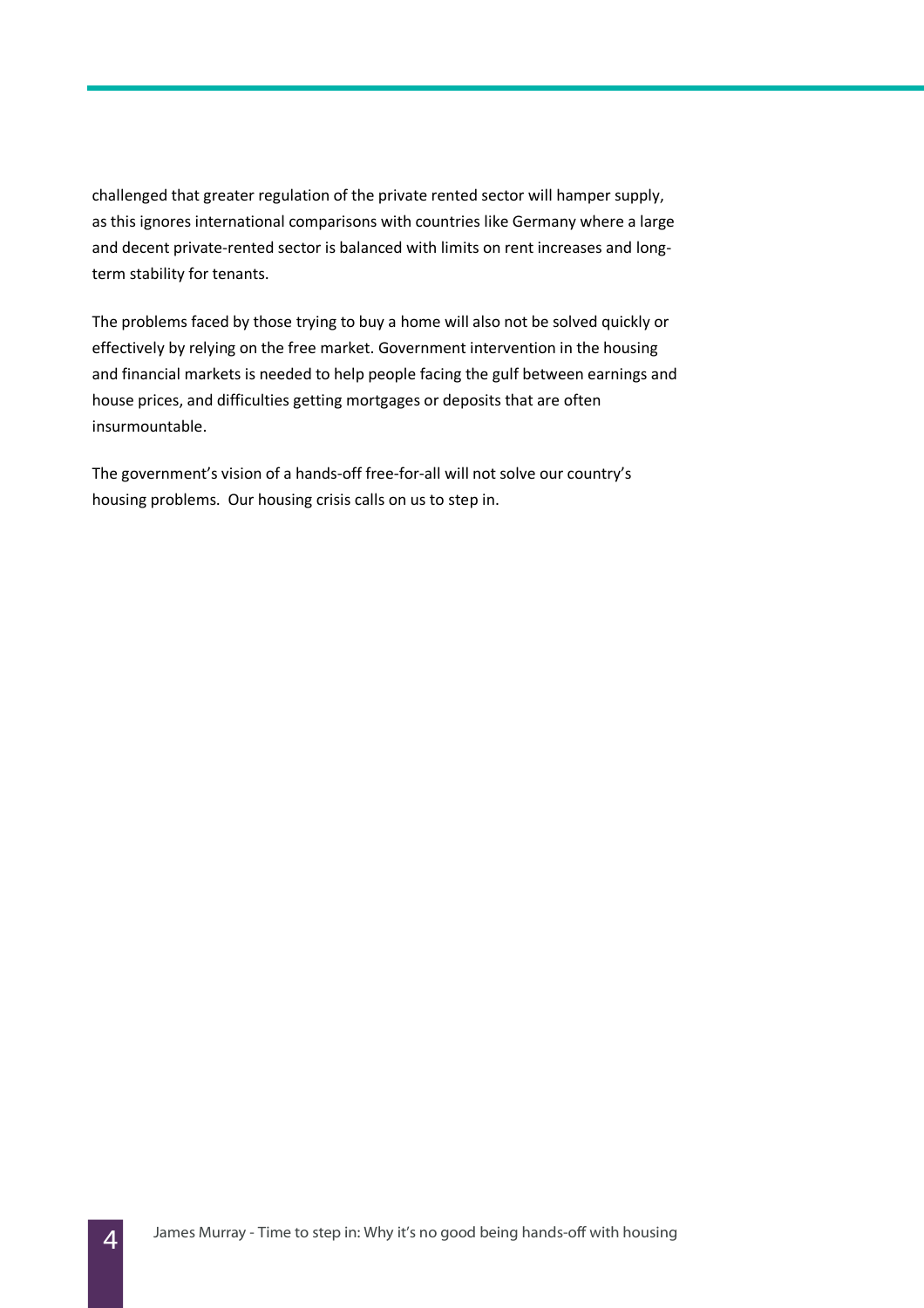challenged that greater regulation of the private rented sector will hamper supply, as this ignores international comparisons with countries like Germany where a large and decent private-rented sector is balanced with limits on rent increases and long-term stability for tenants.

The problems faced by those trying to buy a home will also not be solved quickly or effectively by relying on the free market. Government intervention in the housing and financial markets is needed to help people facing the gulf between earnings and house prices, and difficulties getting mortgages or deposits that are often insurmountable.

The government's vision of a hands-off free-for-all will not solve our country's housing problems. Our housing crisis calls on us to step in.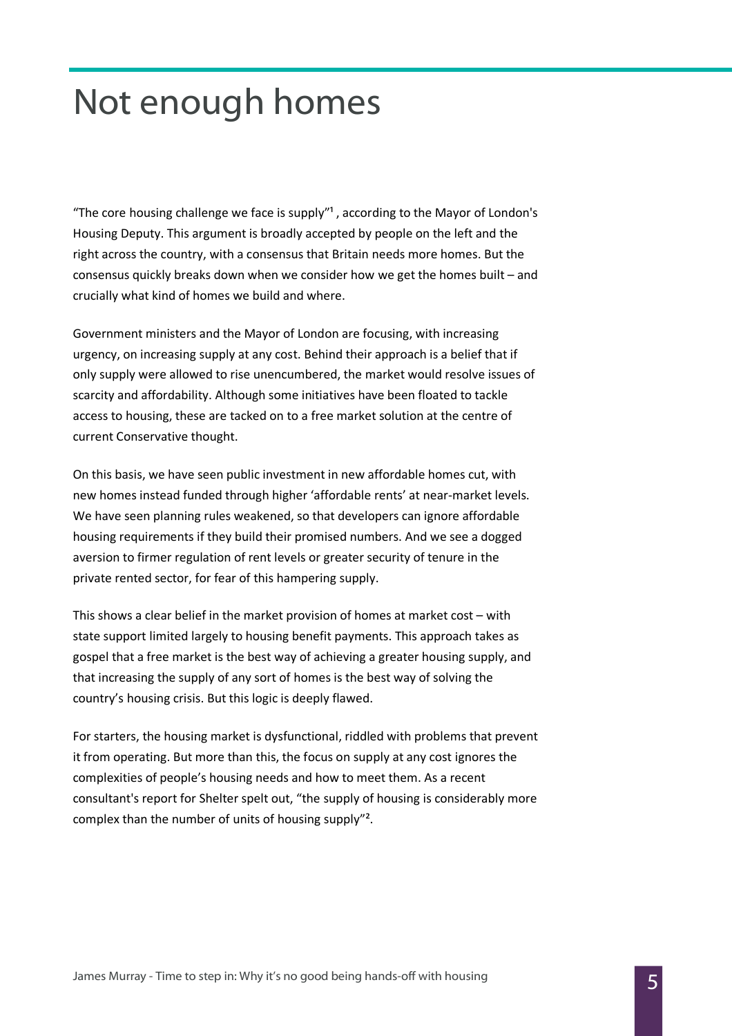# Not enough homes

"The core housing challenge we face is supply"[1], according to the Mayor of London's Housing Deputy. This argument is broadly accepted by people on the left and the right across the country, with a consensus that Britain needs more homes. But the consensus quickly breaks down when we consider how we get the homes built – and crucially what kind of homes we build and where.

Government ministers and the Mayor of London are focusing, with increasing urgency, on increasing supply at any cost. Behind their approach is a belief that if only supply were allowed to rise unencumbered, the market would resolve issues of scarcity and affordability. Although some initiatives have been floated to tackle access to housing, these are tacked on to a free market solution at the centre of current Conservative thought.

On this basis, we have seen public investment in new affordable homes cut, with new homes instead funded through higher 'affordable rents' at near-market levels. We have seen planning rules weakened, so that developers can ignore affordable housing requirements if they build their promised numbers. And we see a dogged aversion to firmer regulation of rent levels or greater security of tenure in the private rented sector, for fear of this hampering supply.

This shows a clear belief in the market provision of homes at market cost – with state support limited largely to housing benefit payments. This approach takes as gospel that a free market is the best way of achieving a greater housing supply, and that increasing the supply of any sort of homes is the best way of solving the country's housing crisis. But this logic is deeply flawed.

For starters, the housing market is dysfunctional, riddled with problems that prevent it from operating. But more than this, the focus on supply at any cost ignores the complexities of people's housing needs and how to meet them. As a recent consultant's report for Shelter spelt out, "the supply of housing is considerably more complex than the number of units of housing supply"[2].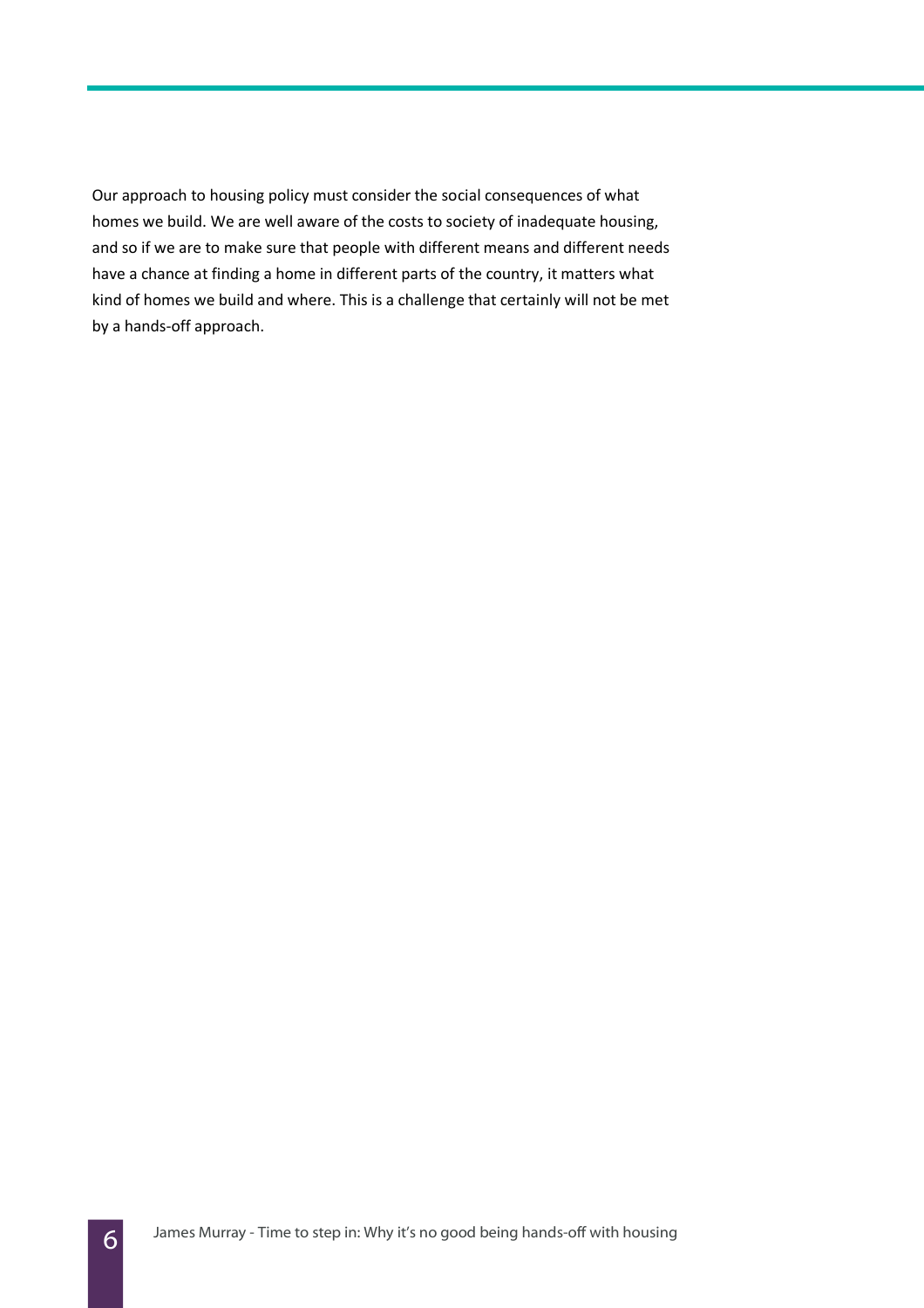Our approach to housing policy must consider the social consequences of what homes we build. We are well aware of the costs to society of inadequate housing, and so if we are to make sure that people with different means and different needs have a chance at finding a home in different parts of the country, it matters what kind of homes we build and where. This is a challenge that certainly will not be met by a hands-off approach.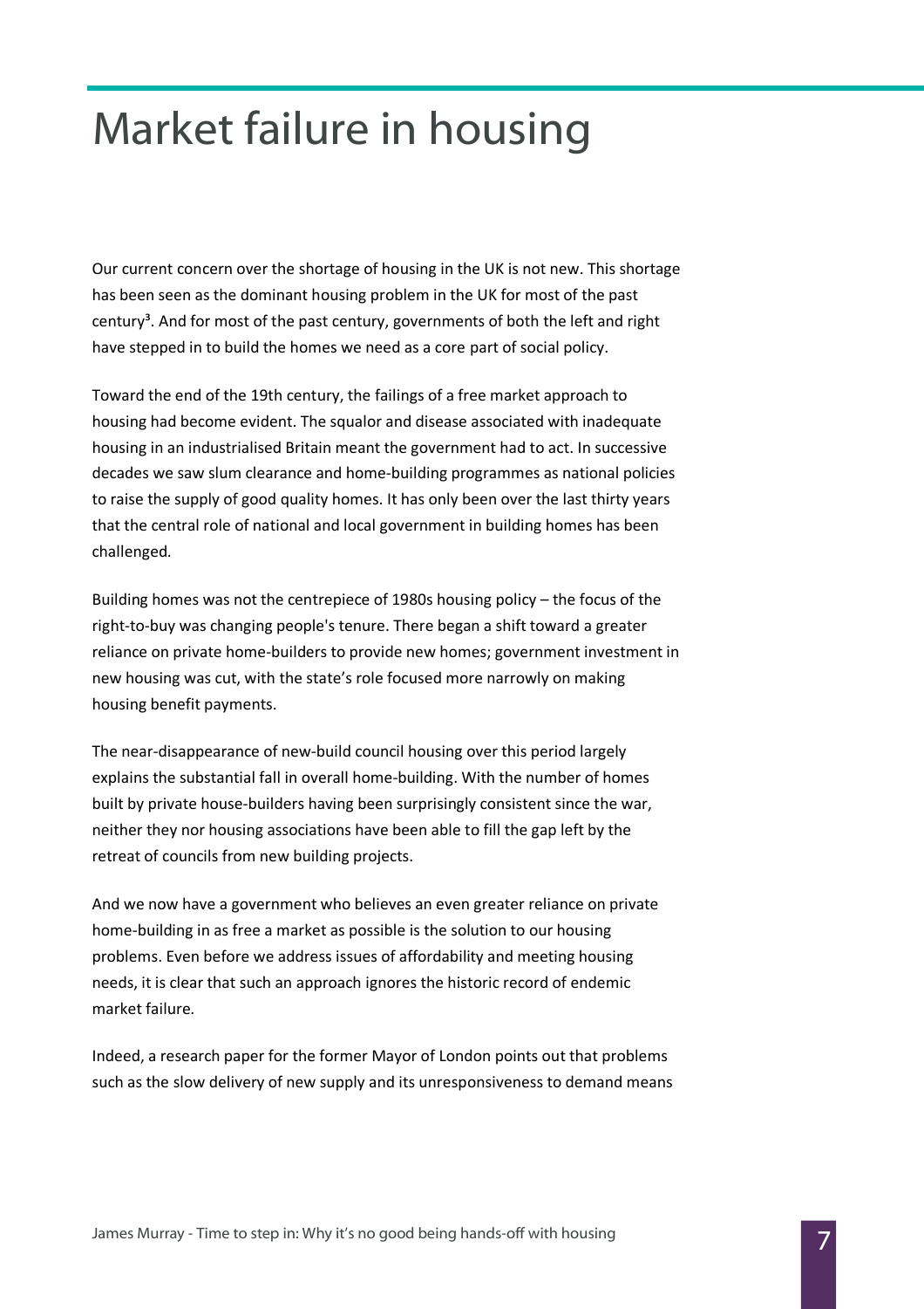# Market failure in housing

Our current concern over the shortage of housing in the UK is not new. This shortage has been seen as the dominant housing problem in the UK for most of the past century[3]. And for most of the past century, governments of both the left and right have stepped in to build the homes we need as a core part of social policy.

Toward the end of the 19th century, the failings of a free market approach to housing had become evident. The squalor and disease associated with inadequate housing in an industrialised Britain meant the government had to act. In successive decades we saw slum clearance and home-building programmes as national policies to raise the supply of good quality homes. It has only been over the last thirty years that the central role of national and local government in building homes has been challenged.

Building homes was not the centrepiece of 1980s housing policy – the focus of the right-to-buy was changing people's tenure. There began a shift toward a greater reliance on private home-builders to provide new homes; government investment in new housing was cut, with the state's role focused more narrowly on making housing benefit payments.

The near-disappearance of new-build council housing over this period largely explains the substantial fall in overall home-building. With the number of homes built by private house-builders having been surprisingly consistent since the war, neither they nor housing associations have been able to fill the gap left by the retreat of councils from new building projects.

And we now have a government who believes an even greater reliance on private home-building in as free a market as possible is the solution to our housing problems. Even before we address issues of affordability and meeting housing needs, it is clear that such an approach ignores the historic record of endemic market failure.

Indeed, a research paper for the former Mayor of London points out that problems such as the slow delivery of new supply and its unresponsiveness to demand means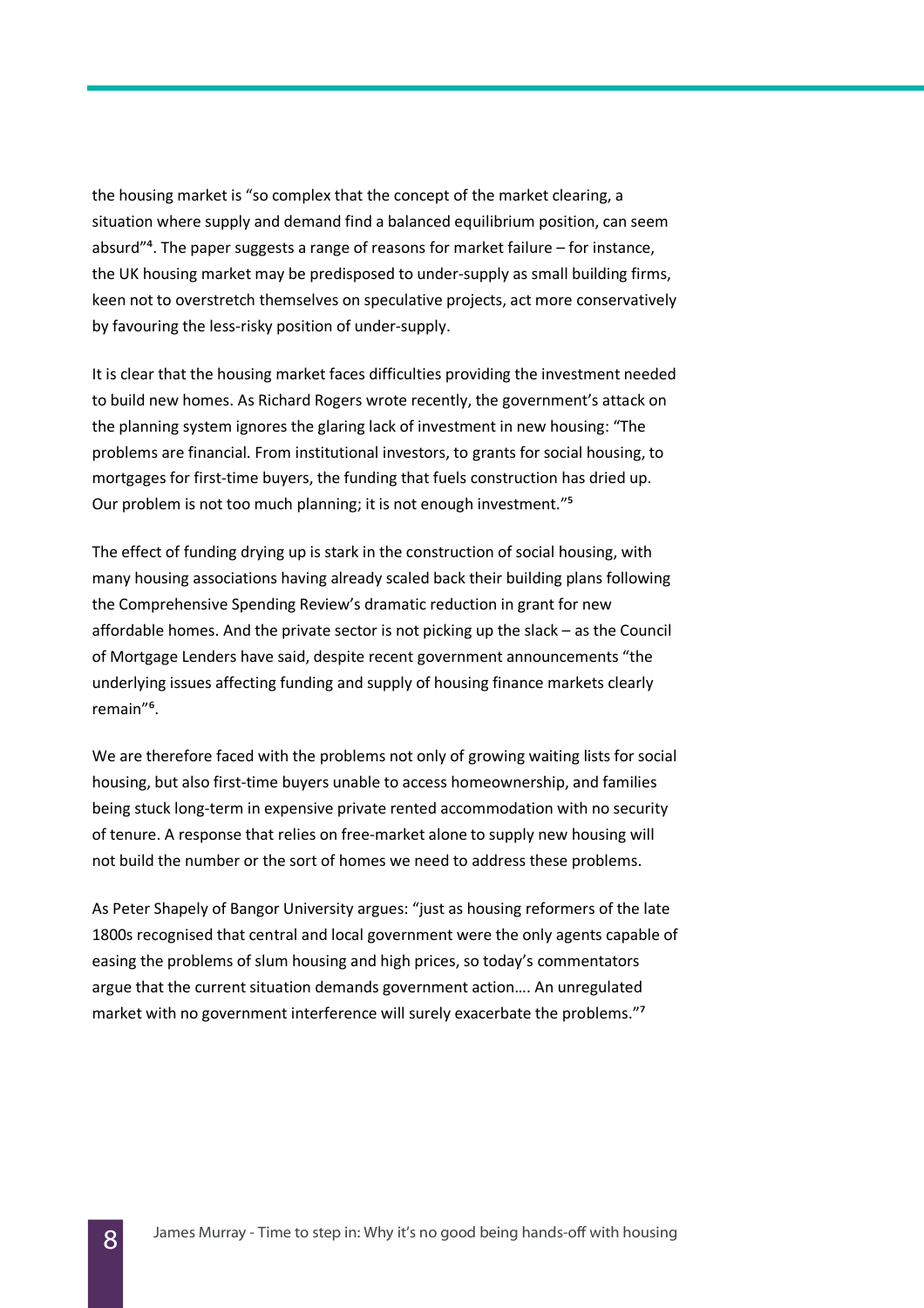the housing market is "so complex that the concept of the market clearing, a situation where supply and demand find a balanced equilibrium position, can seem absurd"[4]. The paper suggests a range of reasons for market failure – for instance, the UK housing market may be predisposed to under-supply as small building firms, keen not to overstretch themselves on speculative projects, act more conservatively by favouring the less-risky position of under-supply.

It is clear that the housing market faces difficulties providing the investment needed to build new homes. As Richard Rogers wrote recently, the government's attack on the planning system ignores the glaring lack of investment in new housing: "The problems are financial. From institutional investors, to grants for social housing, to mortgages for first-time buyers, the funding that fuels construction has dried up. Our problem is not too much planning; it is not enough investment."[5]

The effect of funding drying up is stark in the construction of social housing, with many housing associations having already scaled back their building plans following the Comprehensive Spending Review's dramatic reduction in grant for new affordable homes. And the private sector is not picking up the slack – as the Council of Mortgage Lenders have said, despite recent government announcements "the underlying issues affecting funding and supply of housing finance markets clearly remain"[6].

We are therefore faced with the problems not only of growing waiting lists for social housing, but also first-time buyers unable to access homeownership, and families being stuck long-term in expensive private rented accommodation with no security of tenure. A response that relies on free-market alone to supply new housing will not build the number or the sort of homes we need to address these problems.

As Peter Shapely of Bangor University argues: "just as housing reformers of the late 1800s recognised that central and local government were the only agents capable of easing the problems of slum housing and high prices, so today's commentators argue that the current situation demands government action…. An unregulated market with no government interference will surely exacerbate the problems."[7]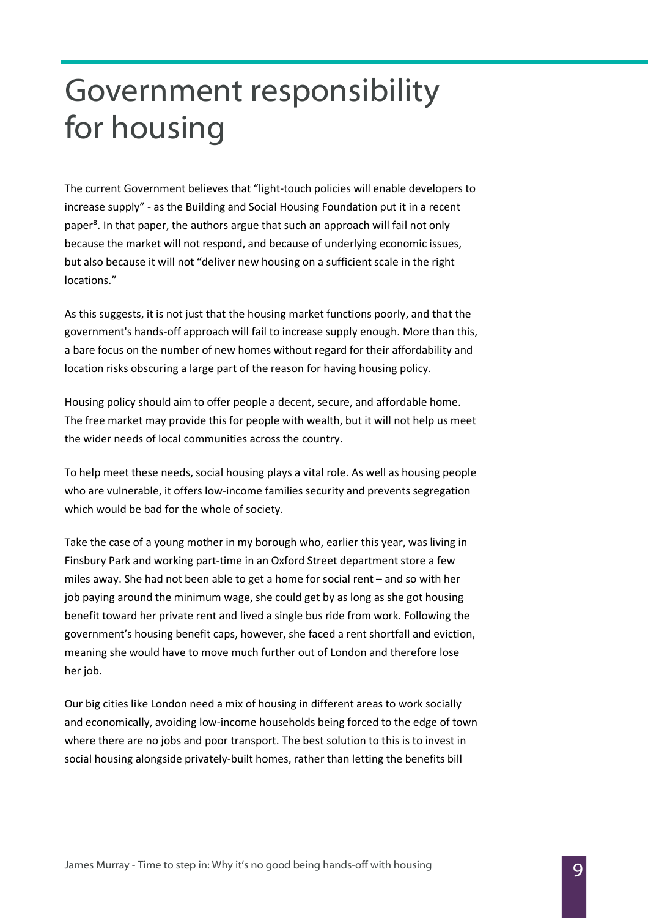# Government responsibility for housing

The current Government believes that "light-touch policies will enable developers to increase supply" - as the Building and Social Housing Foundation put it in a recent paper[8]. In that paper, the authors argue that such an approach will fail not only because the market will not respond, and because of underlying economic issues, but also because it will not "deliver new housing on a sufficient scale in the right locations."

As this suggests, it is not just that the housing market functions poorly, and that the government's hands-off approach will fail to increase supply enough. More than this, a bare focus on the number of new homes without regard for their affordability and location risks obscuring a large part of the reason for having housing policy.

Housing policy should aim to offer people a decent, secure, and affordable home. The free market may provide this for people with wealth, but it will not help us meet the wider needs of local communities across the country.

To help meet these needs, social housing plays a vital role. As well as housing people who are vulnerable, it offers low-income families security and prevents segregation which would be bad for the whole of society.

Take the case of a young mother in my borough who, earlier this year, was living in Finsbury Park and working part-time in an Oxford Street department store a few miles away. She had not been able to get a home for social rent – and so with her job paying around the minimum wage, she could get by as long as she got housing benefit toward her private rent and lived a single bus ride from work. Following the government's housing benefit caps, however, she faced a rent shortfall and eviction, meaning she would have to move much further out of London and therefore lose her job.

Our big cities like London need a mix of housing in different areas to work socially and economically, avoiding low-income households being forced to the edge of town where there are no jobs and poor transport. The best solution to this is to invest in social housing alongside privately-built homes, rather than letting the benefits bill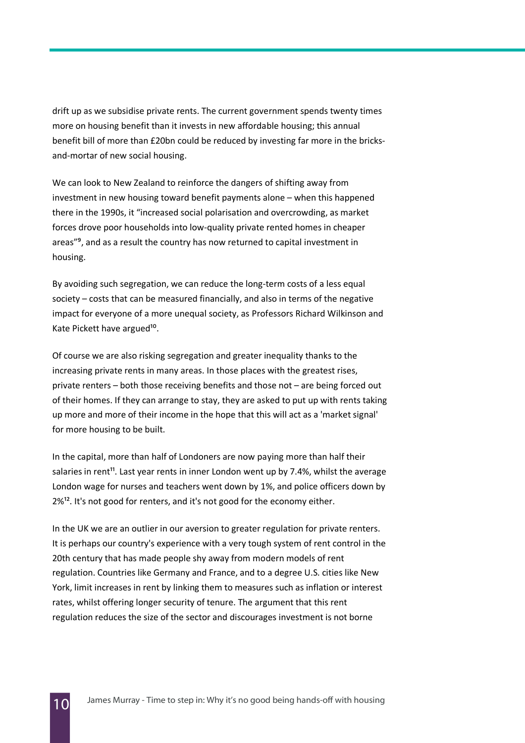drift up as we subsidise private rents. The current government spends twenty times more on housing benefit than it invests in new affordable housing; this annual benefit bill of more than £20bn could be reduced by investing far more in the bricks-and-mortar of new social housing.

We can look to New Zealand to reinforce the dangers of shifting away from investment in new housing toward benefit payments alone – when this happened there in the 1990s, it "increased social polarisation and overcrowding, as market forces drove poor households into low-quality private rented homes in cheaper areas"[9], and as a result the country has now returned to capital investment in housing.

By avoiding such segregation, we can reduce the long-term costs of a less equal society – costs that can be measured financially, and also in terms of the negative impact for everyone of a more unequal society, as Professors Richard Wilkinson and Kate Pickett have argued[10].

Of course we are also risking segregation and greater inequality thanks to the increasing private rents in many areas. In those places with the greatest rises, private renters – both those receiving benefits and those not – are being forced out of their homes. If they can arrange to stay, they are asked to put up with rents taking up more and more of their income in the hope that this will act as a 'market signal' for more housing to be built.

In the capital, more than half of Londoners are now paying more than half their salaries in rent[11]. Last year rents in inner London went up by 7.4%, whilst the average London wage for nurses and teachers went down by 1%, and police officers down by 2%[12]. It's not good for renters, and it's not good for the economy either.

In the UK we are an outlier in our aversion to greater regulation for private renters. It is perhaps our country's experience with a very tough system of rent control in the 20th century that has made people shy away from modern models of rent regulation. Countries like Germany and France, and to a degree U.S. cities like New York, limit increases in rent by linking them to measures such as inflation or interest rates, whilst offering longer security of tenure. The argument that this rent regulation reduces the size of the sector and discourages investment is not borne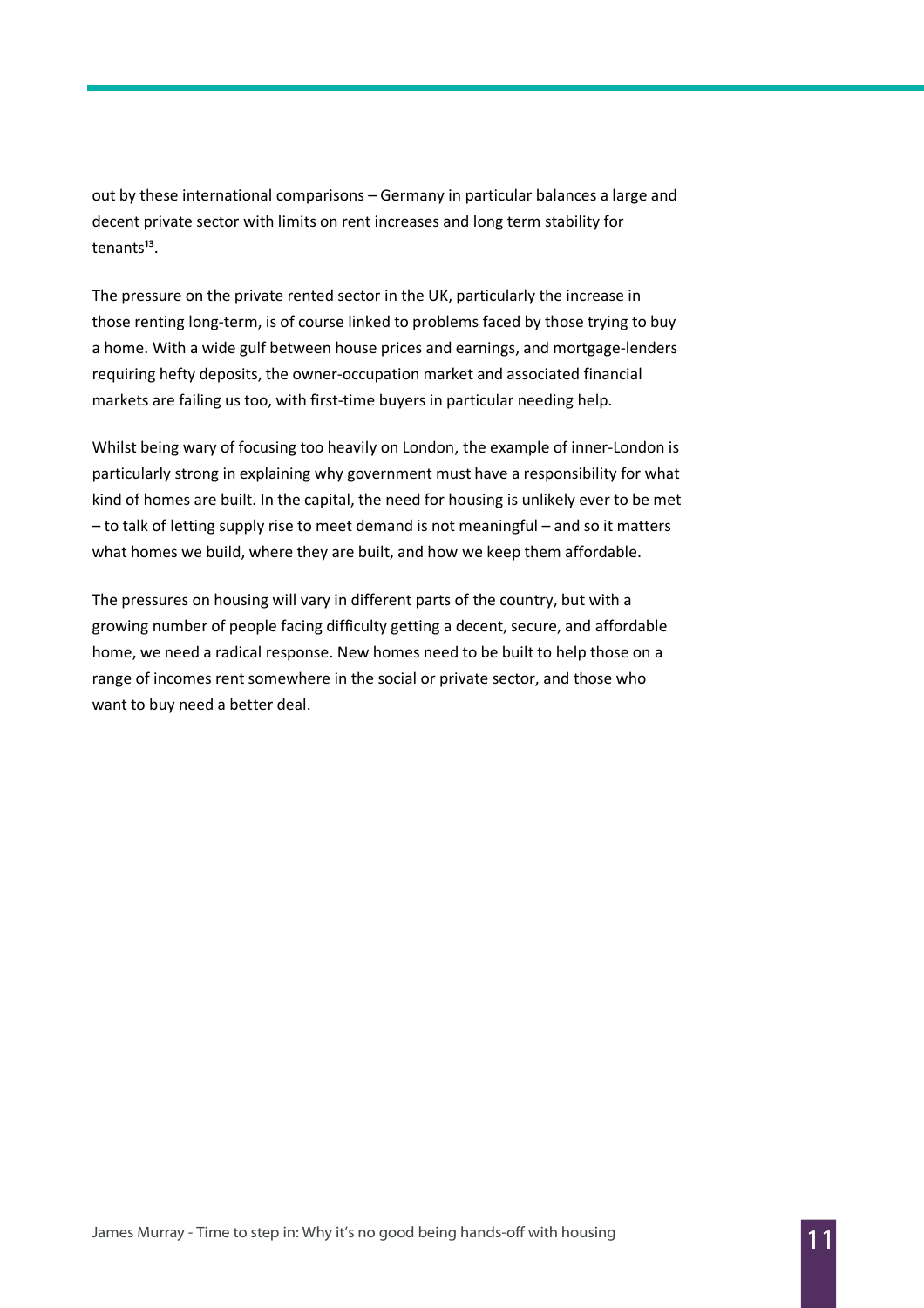out by these international comparisons – Germany in particular balances a large and decent private sector with limits on rent increases and long term stability for tenants[13].

The pressure on the private rented sector in the UK, particularly the increase in those renting long-term, is of course linked to problems faced by those trying to buy a home. With a wide gulf between house prices and earnings, and mortgage-lenders requiring hefty deposits, the owner-occupation market and associated financial markets are failing us too, with first-time buyers in particular needing help.

Whilst being wary of focusing too heavily on London, the example of inner-London is particularly strong in explaining why government must have a responsibility for what kind of homes are built. In the capital, the need for housing is unlikely ever to be met – to talk of letting supply rise to meet demand is not meaningful – and so it matters what homes we build, where they are built, and how we keep them affordable.

The pressures on housing will vary in different parts of the country, but with a growing number of people facing difficulty getting a decent, secure, and affordable home, we need a radical response. New homes need to be built to help those on a range of incomes rent somewhere in the social or private sector, and those who want to buy need a better deal.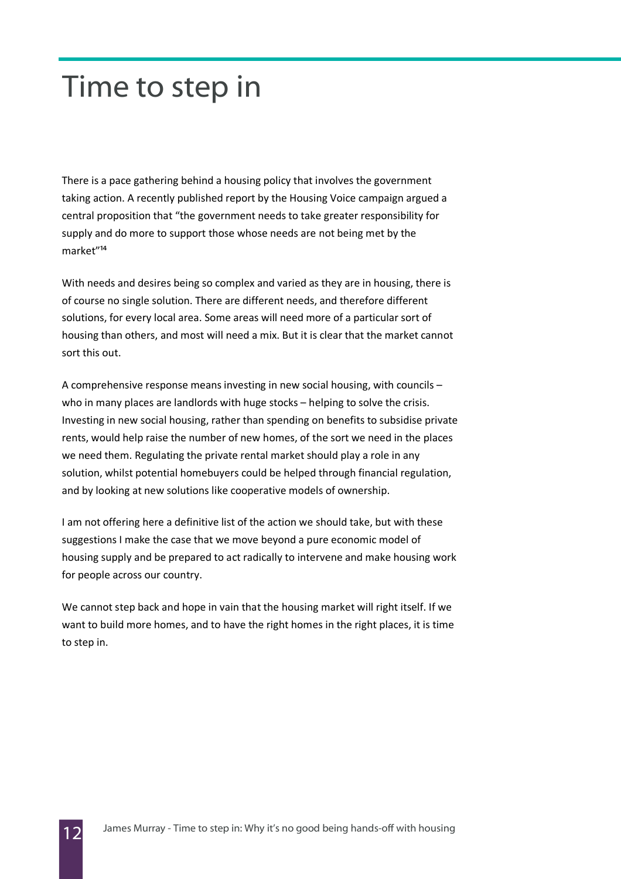# Time to step in

There is a pace gathering behind a housing policy that involves the government taking action. A recently published report by the Housing Voice campaign argued a central proposition that "the government needs to take greater responsibility for supply and do more to support those whose needs are not being met by the market"[14]

With needs and desires being so complex and varied as they are in housing, there is of course no single solution. There are different needs, and therefore different solutions, for every local area. Some areas will need more of a particular sort of housing than others, and most will need a mix. But it is clear that the market cannot sort this out.

A comprehensive response means investing in new social housing, with councils – who in many places are landlords with huge stocks – helping to solve the crisis. Investing in new social housing, rather than spending on benefits to subsidise private rents, would help raise the number of new homes, of the sort we need in the places we need them. Regulating the private rental market should play a role in any solution, whilst potential homebuyers could be helped through financial regulation, and by looking at new solutions like cooperative models of ownership.

I am not offering here a definitive list of the action we should take, but with these suggestions I make the case that we move beyond a pure economic model of housing supply and be prepared to act radically to intervene and make housing work for people across our country.

We cannot step back and hope in vain that the housing market will right itself. If we want to build more homes, and to have the right homes in the right places, it is time to step in.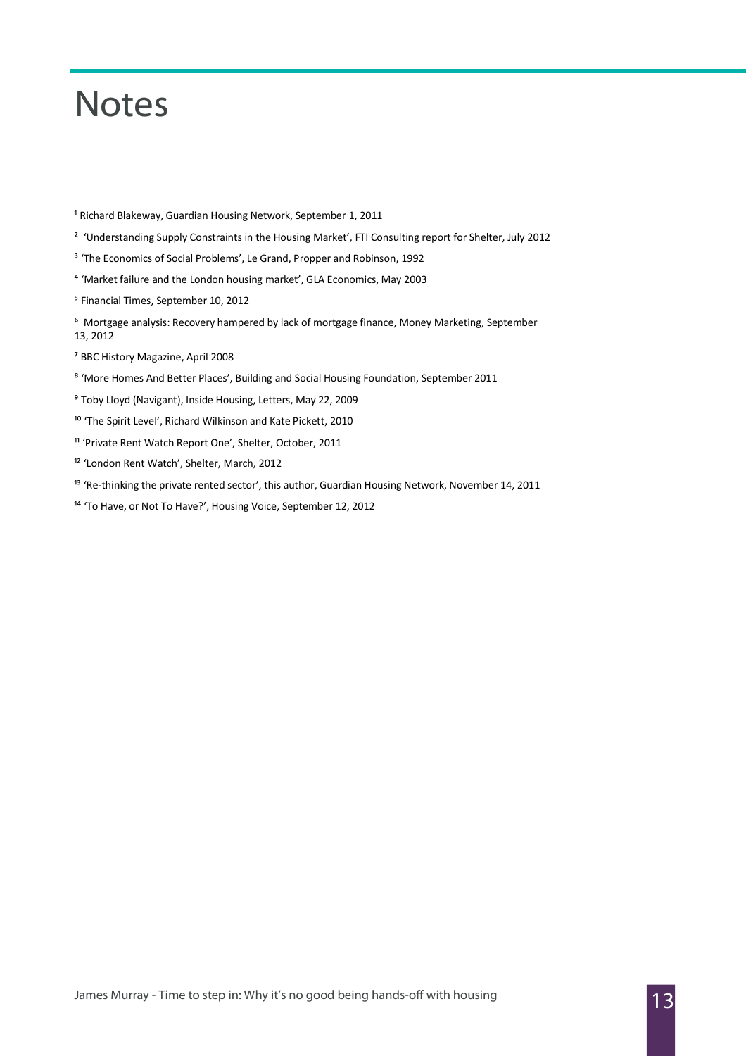# Notes

[1] Richard Blakeway, Guardian Housing Network, September 1, 2011

[2] 'Understanding Supply Constraints in the Housing Market', FTI Consulting report for Shelter, July 2012

[3] 'The Economics of Social Problems', Le Grand, Propper and Robinson, 1992

[4] 'Market failure and the London housing market', GLA Economics, May 2003

[5] Financial Times, September 10, 2012

[6] Mortgage analysis: Recovery hampered by lack of mortgage finance, Money Marketing, September 13, 2012

[7] BBC History Magazine, April 2008

[8] 'More Homes And Better Places', Building and Social Housing Foundation, September 2011

[9] Toby Lloyd (Navigant), Inside Housing, Letters, May 22, 2009

[10] 'The Spirit Level', Richard Wilkinson and Kate Pickett, 2010

[11] 'Private Rent Watch Report One', Shelter, October, 2011

[12] 'London Rent Watch', Shelter, March, 2012

[13] 'Re-thinking the private rented sector', this author, Guardian Housing Network, November 14, 2011

[14] 'To Have, or Not To Have?', Housing Voice, September 12, 2012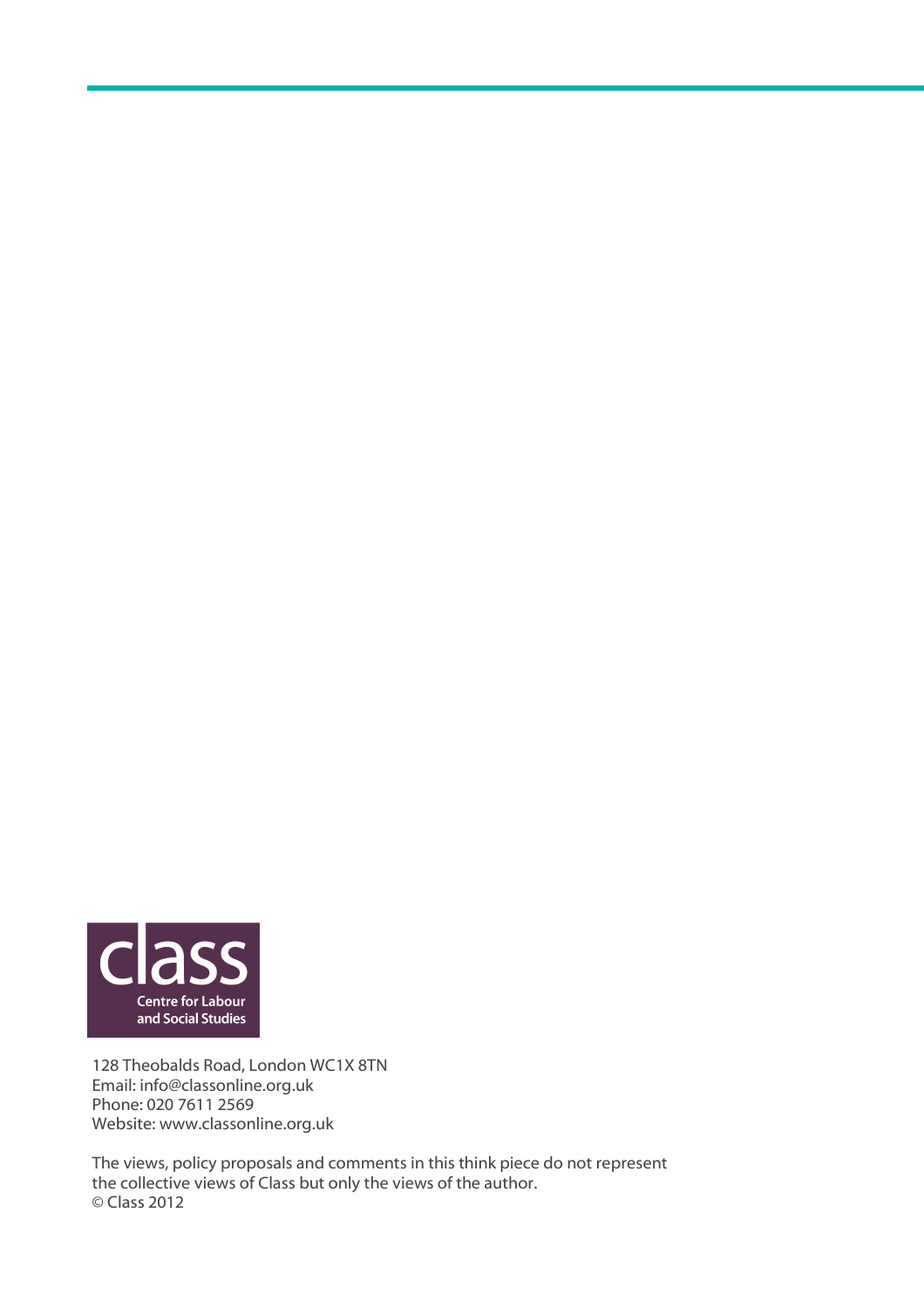class

Centre for Labour
and Social Studies

128 Theobalds Road, London WC1X 8TN
Email: info@classonline.org.uk
Phone: 020 7611 2569
Website: www.classonline.org.uk

The views, policy proposals and comments in this think piece do not represent the collective views of Class but only the views of the author.
© Class 2012